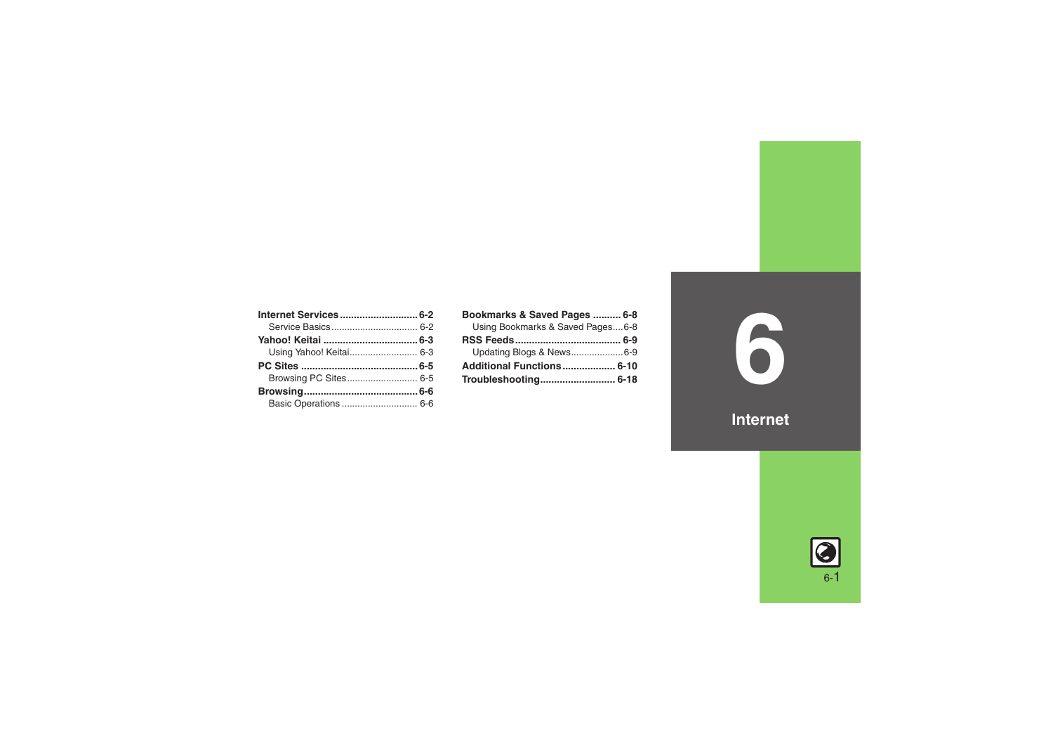# 6 Internet

**Internet Services** ........................... **6-2**
- Service Basics ................................ 6-2

**Yahoo! Keitai** .................................. **6-3**
- Using Yahoo! Keitai .......................... 6-3

**PC Sites** .......................................... **6-5**
- Browsing PC Sites ........................... 6-5

**Browsing** .......................................... **6-6**
- Basic Operations ............................. 6-6

**Bookmarks & Saved Pages** .......... **6-8**
- Using Bookmarks & Saved Pages .... 6-8

**RSS Feeds** ....................................... **6-9**
- Updating Blogs & News .................... 6-9

**Additional Functions** .................. **6-10**

**Troubleshooting** .......................... **6-18**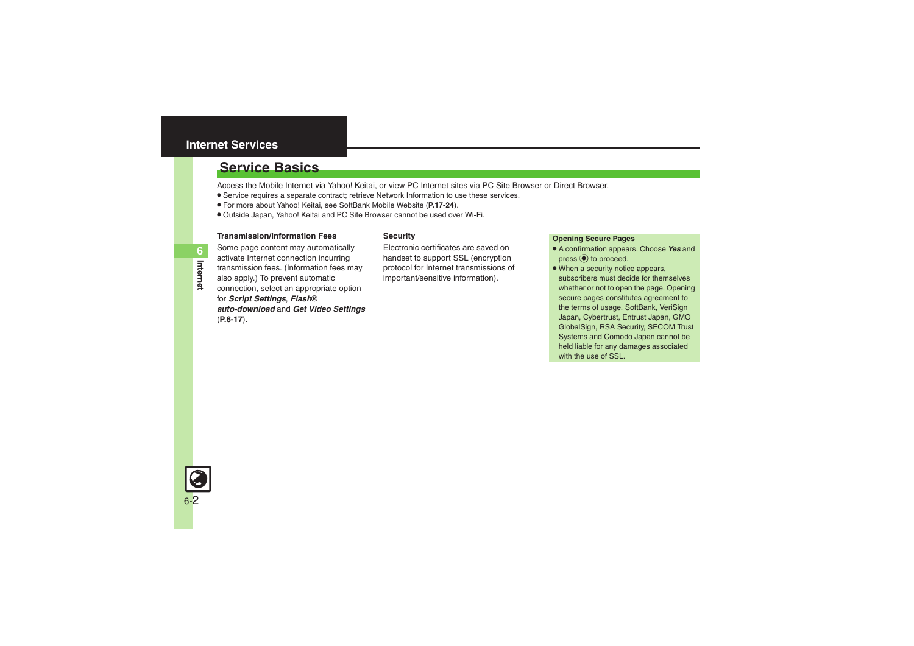# Internet Services

## Service Basics

Access the Mobile Internet via Yahoo! Keitai, or view PC Internet sites via PC Site Browser or Direct Browser.

- Service requires a separate contract; retrieve Network Information to use these services.
- For more about Yahoo! Keitai, see SoftBank Mobile Website (**P.17-24**).
- Outside Japan, Yahoo! Keitai and PC Site Browser cannot be used over Wi-Fi.

### Transmission/Information Fees

Some page content may automatically activate Internet connection incurring transmission fees. (Information fees may also apply.) To prevent automatic connection, select an appropriate option for ***Script Settings***, ***Flash***® ***auto-download*** and ***Get Video Settings*** (**P.6-17**).

### Security

Electronic certificates are saved on handset to support SSL (encryption protocol for Internet transmissions of important/sensitive information).

**Opening Secure Pages**

- A confirmation appears. Choose ***Yes*** and press ◉ to proceed.
- When a security notice appears, subscribers must decide for themselves whether or not to open the page. Opening secure pages constitutes agreement to the terms of usage. SoftBank, VeriSign Japan, Cybertrust, Entrust Japan, GMO GlobalSign, RSA Security, SECOM Trust Systems and Comodo Japan cannot be held liable for any damages associated with the use of SSL.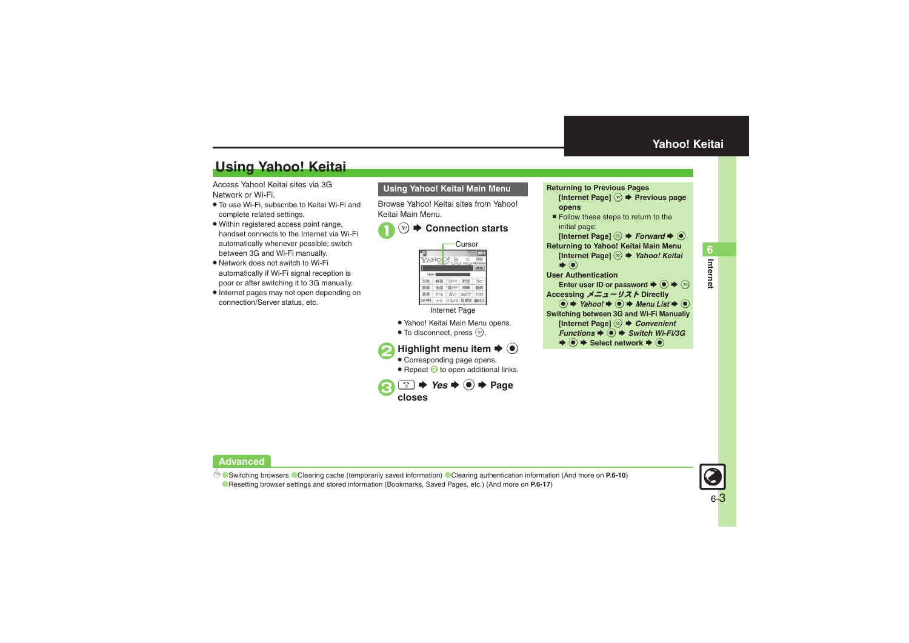## Using Yahoo! Keitai

Access Yahoo! Keitai sites via 3G Network or Wi-Fi.

- To use Wi-Fi, subscribe to Keitai Wi-Fi and complete related settings.
- Within registered access point range, handset connects to the Internet via Wi-Fi automatically whenever possible; switch between 3G and Wi-Fi manually.
- Network does not switch to Wi-Fi automatically if Wi-Fi signal reception is poor or after switching it to 3G manually.
- Internet pages may not open depending on connection/Server status, etc.

### Using Yahoo! Keitai Main Menu

Browse Yahoo! Keitai sites from Yahoo! Keitai Main Menu.

**1** Y! ➡ **Connection starts**

Cursor

Internet Page

- Yahoo! Keitai Main Menu opens.
- To disconnect, press Y!.

**2 Highlight menu item ➡ ●**

- Corresponding page opens.
- Repeat 2 to open additional links.

**3** ⌂ ➡ ***Yes*** ➡ ● ➡ **Page closes**

**Returning to Previous Pages**
**[Internet Page]** Y! ➡ **Previous page opens**

- Follow these steps to return to the initial page:
**[Internet Page]** ✉ ➡ ***Forward*** ➡ ●

**Returning to Yahoo! Keitai Main Menu**
**[Internet Page]** ✉ ➡ ***Yahoo! Keitai*** ➡ ●

**User Authentication**
**Enter user ID or password** ➡ ● ➡ Y!

**Accessing *メニューリスト* Directly**
● ➡ ***Yahoo!*** ➡ ● ➡ ***Menu List*** ➡ ●

**Switching between 3G and Wi-Fi Manually**
**[Internet Page]** ✉ ➡ ***Convenient Functions*** ➡ ● ➡ ***Switch Wi-Fi/3G*** ➡ ● ➡ **Select network** ➡ ●

**Advanced**

Switching browsers  Clearing cache (temporarily saved information)  Clearing authentication information (And more on **P.6-10**)
Resetting browser settings and stored information (Bookmarks, Saved Pages, etc.) (And more on **P.6-17**)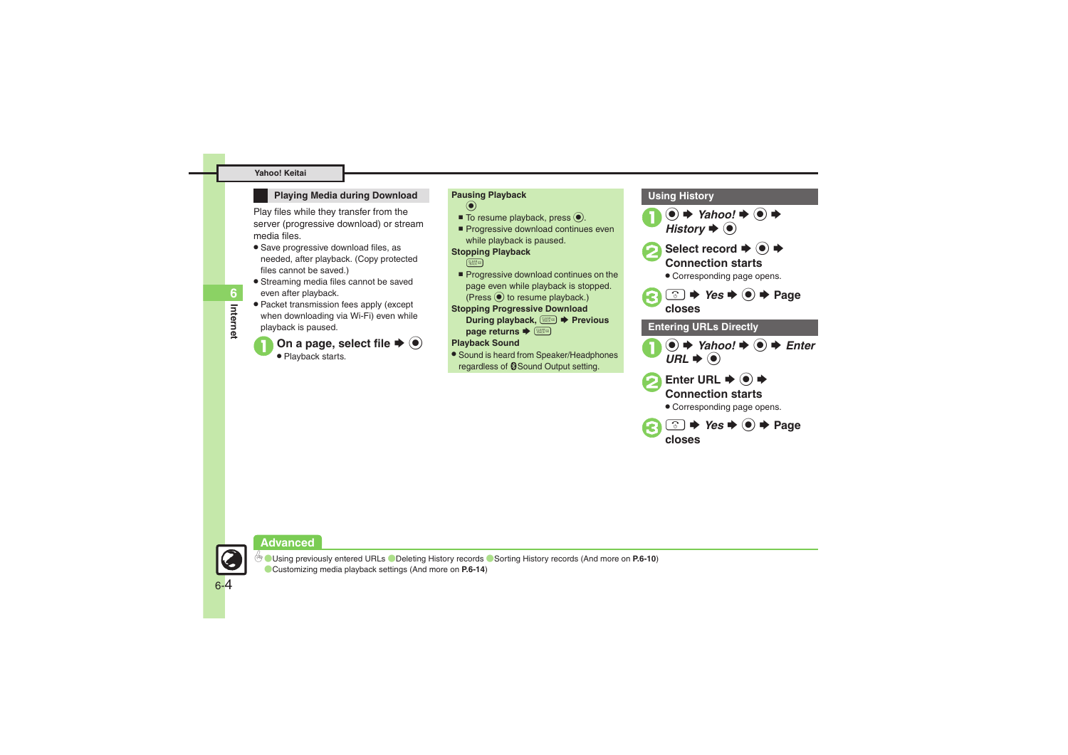## Yahoo! Keitai

### Playing Media during Download

Play files while they transfer from the server (progressive download) or stream media files.

- Save progressive download files, as needed, after playback. (Copy protected files cannot be saved.)
- Streaming media files cannot be saved even after playback.
- Packet transmission fees apply (except when downloading via Wi-Fi) even while playback is paused.

**1** **On a page, select file ➡ ◉**
- Playback starts.

**Pausing Playback**
◉
- To resume playback, press ◉.
- Progressive download continues even while playback is paused.

**Stopping Playback**
[CLEAR/BACK]
- Progressive download continues on the page even while playback is stopped. (Press ◉ to resume playback.)

**Stopping Progressive Download**
**During playback, [CLEAR/BACK] ➡ Previous page returns ➡ [CLEAR/BACK]**

**Playback Sound**
- Sound is heard from Speaker/Headphones regardless of Sound Output setting.

### Using History

**1** **◉ ➡ *Yahoo!* ➡ ◉ ➡ *History* ➡ ◉**

**2** **Select record ➡ ◉ ➡ Connection starts**
- Corresponding page opens.

**3** **[key] ➡ *Yes* ➡ ◉ ➡ Page closes**

### Entering URLs Directly

**1** **◉ ➡ *Yahoo!* ➡ ◉ ➡ *Enter URL* ➡ ◉**

**2** **Enter URL ➡ ◉ ➡ Connection starts**
- Corresponding page opens.

**3** **[key] ➡ *Yes* ➡ ◉ ➡ Page closes**

### Advanced

- Using previously entered URLs
- Deleting History records
- Sorting History records (And more on **P.6-10**)
- Customizing media playback settings (And more on **P.6-14**)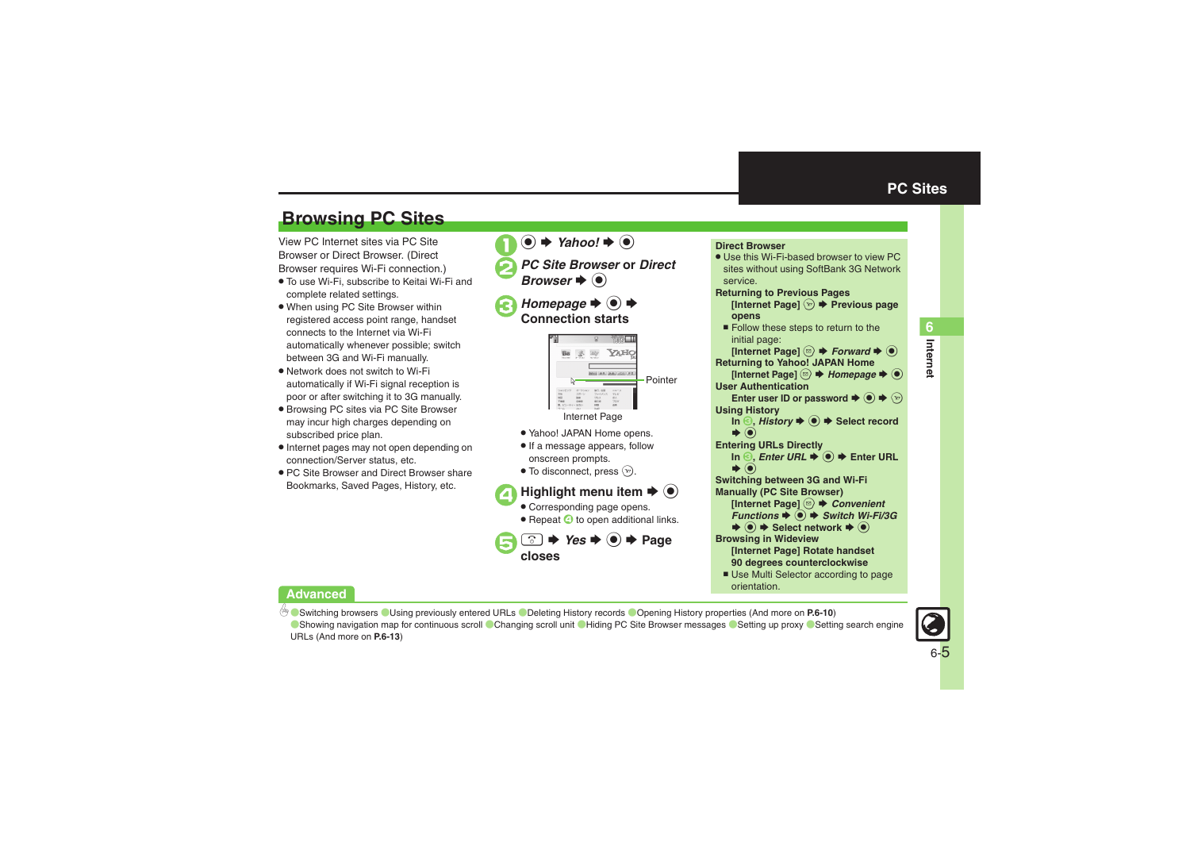## Browsing PC Sites

View PC Internet sites via PC Site Browser or Direct Browser. (Direct Browser requires Wi-Fi connection.)

- To use Wi-Fi, subscribe to Keitai Wi-Fi and complete related settings.
- When using PC Site Browser within registered access point range, handset connects to the Internet via Wi-Fi automatically whenever possible; switch between 3G and Wi-Fi manually.
- Network does not switch to Wi-Fi automatically if Wi-Fi signal reception is poor or after switching it to 3G manually.
- Browsing PC sites via PC Site Browser may incur high charges depending on subscribed price plan.
- Internet pages may not open depending on connection/Server status, etc.
- PC Site Browser and Direct Browser share Bookmarks, Saved Pages, History, etc.

**1** ● ➡ *Yahoo!* ➡ ●

**2** *PC Site Browser* or *Direct Browser* ➡ ●

**3** *Homepage* ➡ ● ➡ **Connection starts**

Pointer

Internet Page

- Yahoo! JAPAN Home opens.
- If a message appears, follow onscreen prompts.
- To disconnect, press Y!.

**4** **Highlight menu item** ➡ ●

- Corresponding page opens.
- Repeat 4 to open additional links.

**5** ⏻ ➡ *Yes* ➡ ● ➡ **Page closes**

**Direct Browser**

- Use this Wi-Fi-based browser to view PC sites without using SoftBank 3G Network service.

**Returning to Previous Pages**

**[Internet Page]** Y! ➡ **Previous page opens**

- Follow these steps to return to the initial page:

**[Internet Page]** ✉ ➡ *Forward* ➡ ●

**Returning to Yahoo! JAPAN Home**

**[Internet Page]** ✉ ➡ *Homepage* ➡ ●

**User Authentication**

**Enter user ID or password** ➡ ● ➡ Y!

**Using History**

**In 3,** *History* ➡ ● ➡ **Select record** ➡ ●

**Entering URLs Directly**

**In 3,** *Enter URL* ➡ ● ➡ **Enter URL** ➡ ●

**Switching between 3G and Wi-Fi Manually (PC Site Browser)**

**[Internet Page]** ✉ ➡ *Convenient Functions* ➡ ● ➡ *Switch Wi-Fi/3G* ➡ ● ➡ **Select network** ➡ ●

**Browsing in Wideview**

**[Internet Page] Rotate handset 90 degrees counterclockwise**

- Use Multi Selector according to page orientation.

**Advanced**

● Switching browsers ● Using previously entered URLs ● Deleting History records ● Opening History properties (And more on **P.6-10**)
● Showing navigation map for continuous scroll ● Changing scroll unit ● Hiding PC Site Browser messages ● Setting up proxy ● Setting search engine URLs (And more on **P.6-13**)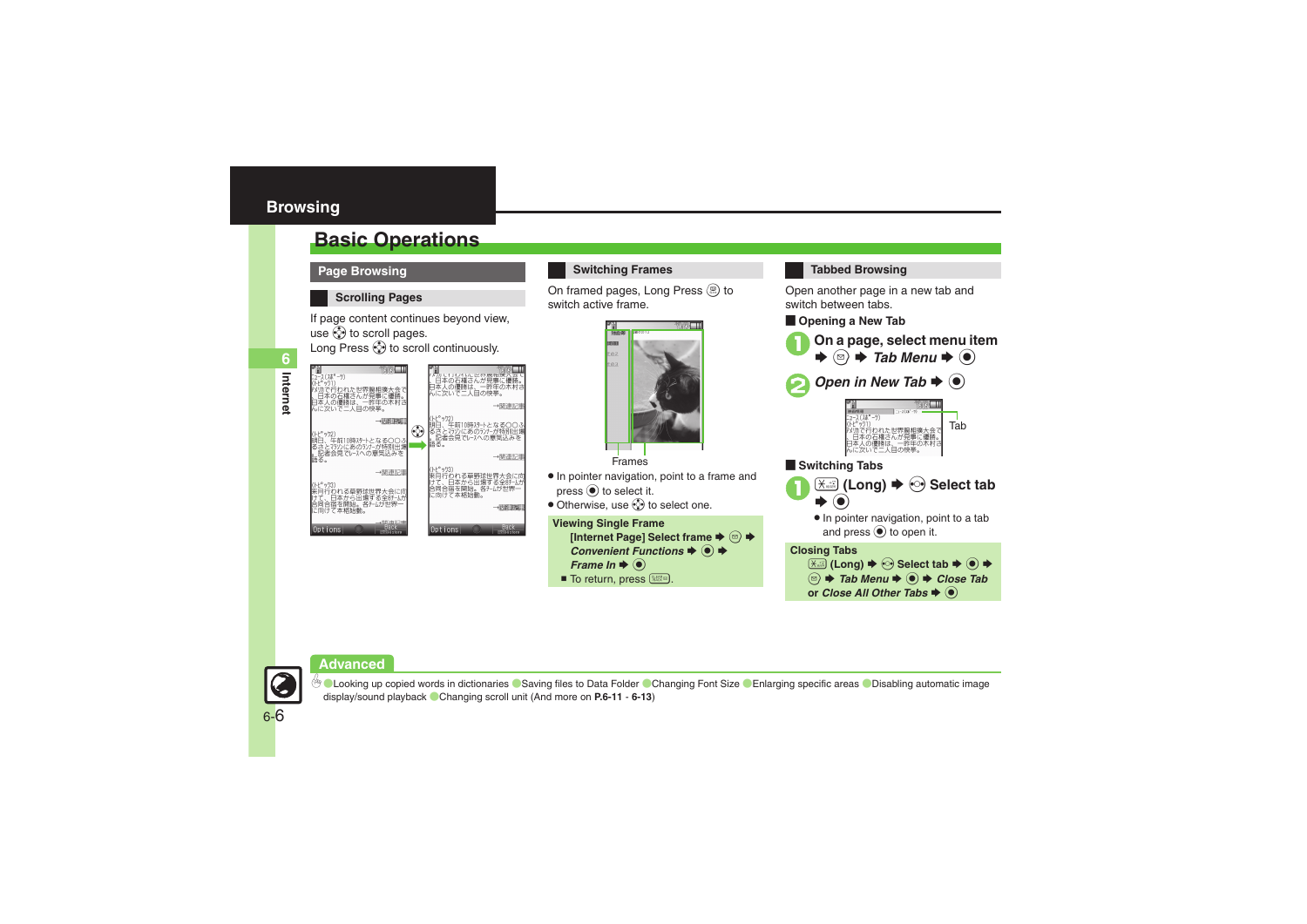## Browsing

# Basic Operations

## Page Browsing

### Scrolling Pages

If page content continues beyond view, use ◎ to scroll pages.
Long Press ◎ to scroll continuously.

### Switching Frames

On framed pages, Long Press ✉ to switch active frame.

Frames

- In pointer navigation, point to a frame and press ● to select it.
- Otherwise, use ◎ to select one.

**Viewing Single Frame**

**[Internet Page] Select frame ➡ ✉ ➡ *Convenient Functions* ➡ ● ➡ *Frame In* ➡ ●**

- To return, press (CLEAR/BACK).

### Tabbed Browsing

Open another page in a new tab and switch between tabs.

**Opening a New Tab**

1. **On a page, select menu item ➡ ✉ ➡ *Tab Menu* ➡ ●**
2. ***Open in New Tab* ➡ ●**

Tab

**Switching Tabs**

1. **(Long) ➡ ◎ Select tab ➡ ●**
   - In pointer navigation, point to a tab and press ● to open it.

**Closing Tabs**

**(Long) ➡ ◎ Select tab ➡ ● ➡ ✉ ➡ *Tab Menu* ➡ ● ➡ *Close Tab* or *Close All Other Tabs* ➡ ●**

## Advanced

Looking up copied words in dictionaries ● Saving files to Data Folder ● Changing Font Size ● Enlarging specific areas ● Disabling automatic image display/sound playback ● Changing scroll unit (And more on **P.6-11** - **6-13**)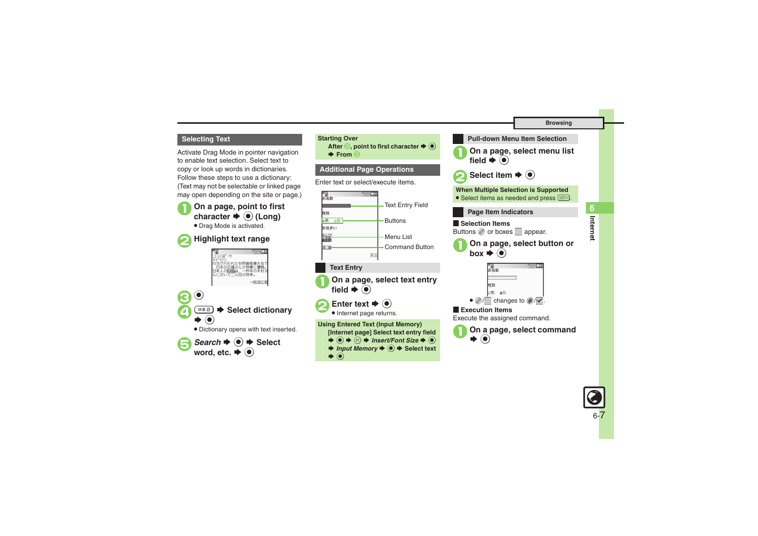## Selecting Text

Activate Drag Mode in pointer navigation to enable text selection. Select text to copy or look up words in dictionaries. Follow these steps to use a dictionary: (Text may not be selectable or linked page may open depending on the site or page.)

1. **On a page, point to first character ➡ ◉ (Long)**
   - Drag Mode is activated.
2. **Highlight text range**
3. **◉**
4. **辞書 ➡ Select dictionary ➡ ◉**
   - Dictionary opens with text inserted.
5. ***Search* ➡ ◉ ➡ Select word, etc. ➡ ◉**

**Starting Over**
After ③, point to first character ➡ ◉ ➡ From ②

## Additional Page Operations

Enter text or select/execute items.

Text Entry Field
Buttons
Menu List
Command Button

### Text Entry

1. **On a page, select text entry field ➡ ◉**
2. **Enter text ➡ ◉**
   - Internet page returns.

**Using Entered Text (Input Memory)**
[Internet page] Select text entry field ➡ ◉ ➡ ✉ ➡ *Insert/Font Size* ➡ ◉ ➡ *Input Memory* ➡ ◉ ➡ Select text ➡ ◉

### Pull-down Menu Item Selection

1. **On a page, select menu list field ➡ ◉**
2. **Select item ➡ ◉**

**When Multiple Selection is Supported**
- Select items as needed and press ✉.

### Page Item Indicators

**■ Selection Items**
Buttons ◯ or boxes ☐ appear.

1. **On a page, select button or box ➡ ◉**

- ◯/☐ changes to ◉/☑.

**■ Execution Items**
Execute the assigned command.

1. **On a page, select command ➡ ◉**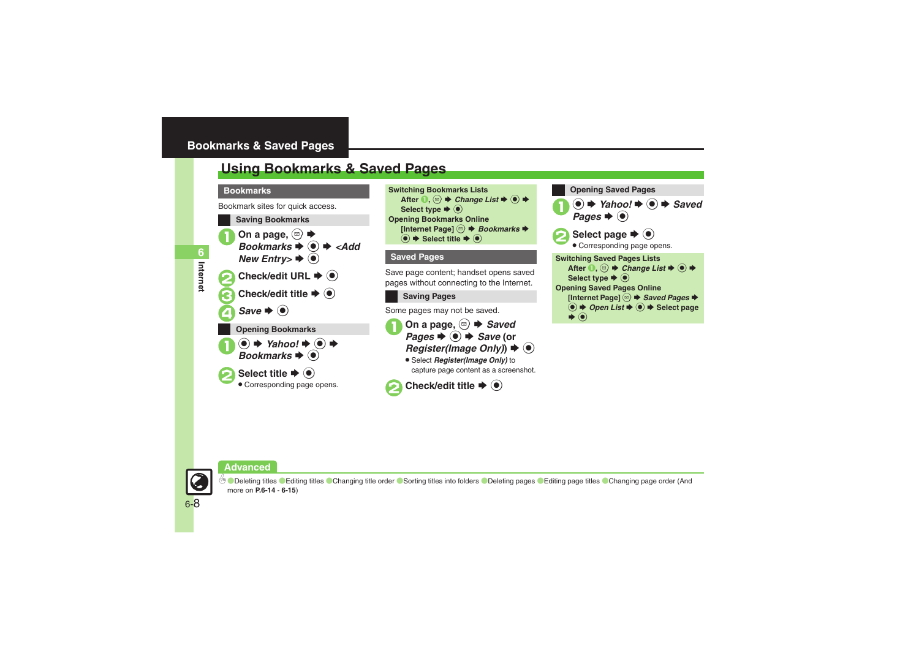# Using Bookmarks & Saved Pages

## Bookmarks

Bookmark sites for quick access.

### Saving Bookmarks

1. On a page, ✉ ➡ *Bookmarks* ➡ ● ➡ *<Add New Entry>* ➡ ●
2. Check/edit URL ➡ ●
3. Check/edit title ➡ ●
4. *Save* ➡ ●

### Opening Bookmarks

1. ● ➡ *Yahoo!* ➡ ● ➡ *Bookmarks* ➡ ●
2. Select title ➡ ●
   - Corresponding page opens.

**Switching Bookmarks Lists**
After 1, ✉ ➡ *Change List* ➡ ● ➡ Select type ➡ ●

**Opening Bookmarks Online**
[Internet Page] ✉ ➡ *Bookmarks* ➡ ● ➡ Select title ➡ ●

## Saved Pages

Save page content; handset opens saved pages without connecting to the Internet.

### Saving Pages

Some pages may not be saved.

1. On a page, ✉ ➡ *Saved Pages* ➡ ● ➡ *Save* (or *Register(Image Only)*) ➡ ●
   - Select *Register(Image Only)* to capture page content as a screenshot.
2. Check/edit title ➡ ●

### Opening Saved Pages

1. ● ➡ *Yahoo!* ➡ ● ➡ *Saved Pages* ➡ ●
2. Select page ➡ ●
   - Corresponding page opens.

**Switching Saved Pages Lists**
After 1, ✉ ➡ *Change List* ➡ ● ➡ Select type ➡ ●

**Opening Saved Pages Online**
[Internet Page] ✉ ➡ *Saved Pages* ➡ ● ➡ *Open List* ➡ ● ➡ Select page ➡ ●

**Advanced**

Deleting titles · Editing titles · Changing title order · Sorting titles into folders · Deleting pages · Editing page titles · Changing page order (And more on **P.6-14** - **6-15**)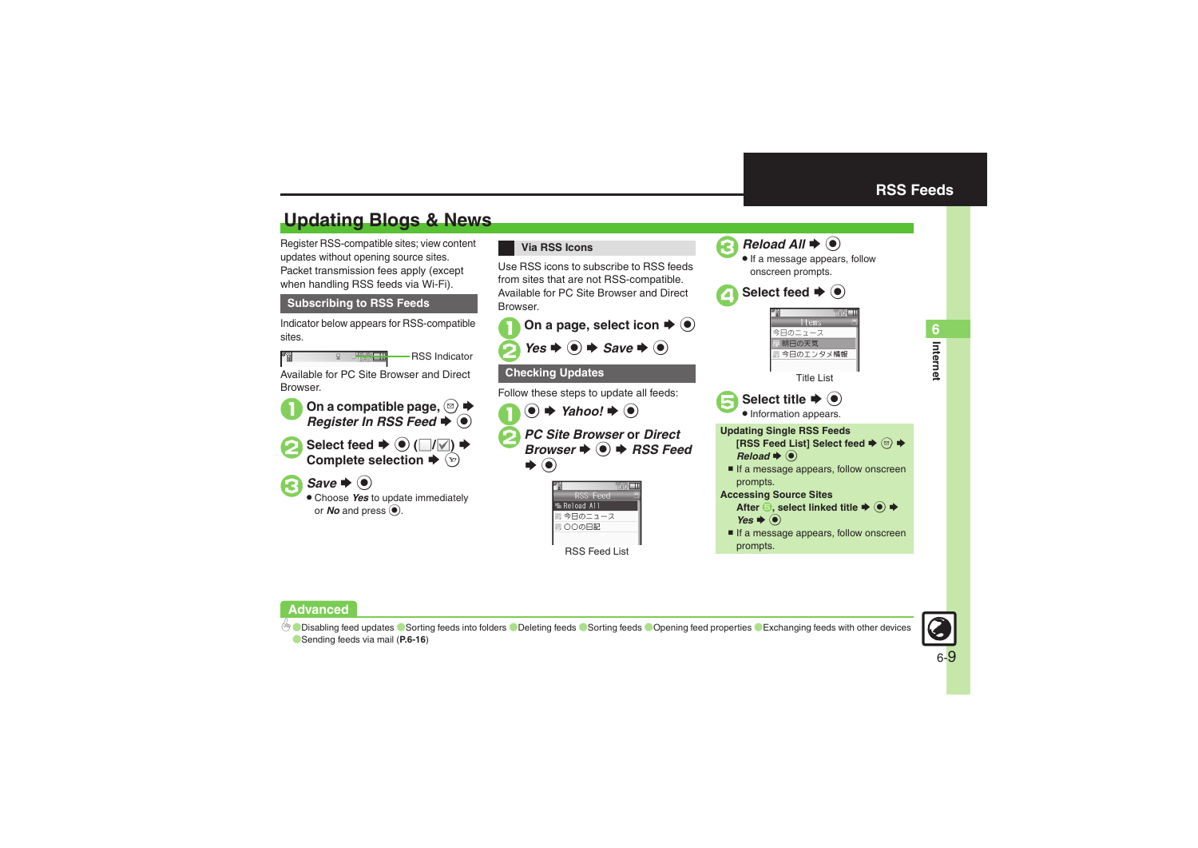# Updating Blogs & News

Register RSS-compatible sites; view content updates without opening source sites. Packet transmission fees apply (except when handling RSS feeds via Wi-Fi).

## Subscribing to RSS Feeds

Indicator below appears for RSS-compatible sites.

RSS Indicator

Available for PC Site Browser and Direct Browser.

1. **On a compatible page,** ✉ ➡ ***Register In RSS Feed*** ➡ ●
2. **Select feed** ➡ ● (☐/☑) ➡ **Complete selection** ➡ Y!
3. ***Save*** ➡ ●
   - Choose ***Yes*** to update immediately or ***No*** and press ●.

### Via RSS Icons

Use RSS icons to subscribe to RSS feeds from sites that are not RSS-compatible. Available for PC Site Browser and Direct Browser.

1. **On a page, select icon** ➡ ●
2. ***Yes*** ➡ ● ➡ ***Save*** ➡ ●

## Checking Updates

Follow these steps to update all feeds:

1. ● ➡ ***Yahoo!*** ➡ ●
2. ***PC Site Browser*** **or** ***Direct Browser*** ➡ ● ➡ ***RSS Feed*** ➡ ●

RSS Feed
Reload All
今日のニュース
○○の日記

RSS Feed List

3. ***Reload All*** ➡ ●
   - If a message appears, follow onscreen prompts.
4. **Select feed** ➡ ●

Items
今日のニュース
明日の天気
今日のエンタメ情報

Title List

5. **Select title** ➡ ●
   - Information appears.

**Updating Single RSS Feeds**

**[RSS Feed List] Select feed** ➡ ✉ ➡ ***Reload*** ➡ ●

- If a message appears, follow onscreen prompts.

**Accessing Source Sites**

**After 5, select linked title** ➡ ● ➡ ***Yes*** ➡ ●

- If a message appears, follow onscreen prompts.

## Advanced

Disabling feed updates ● Sorting feeds into folders ● Deleting feeds ● Sorting feeds ● Opening feed properties ● Exchanging feeds with other devices ● Sending feeds via mail (**P.6-16**)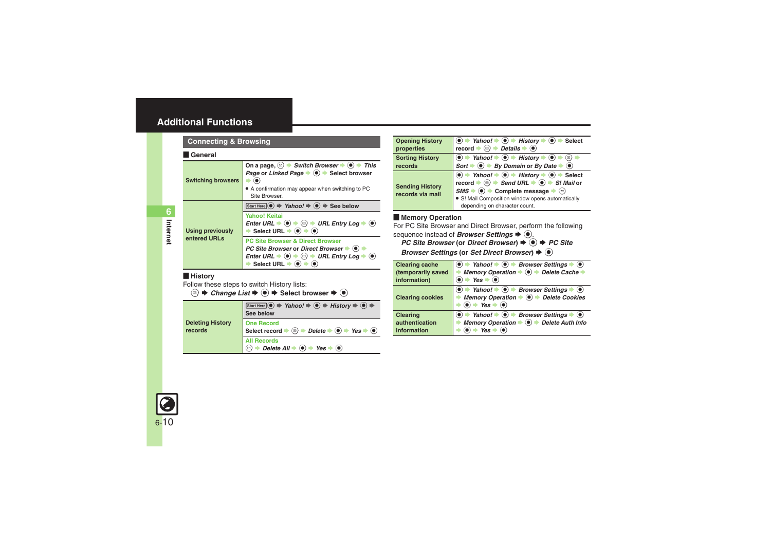# Additional Functions

## Connecting & Browsing

### General

| | |
|---|---|
| Switching browsers | On a page, ⊜ ➡ *Switch Browser* ➡ ● ➡ *This Page* or *Linked Page* ➡ ● ➡ Select browser ➡ ●<br>● A confirmation may appear when switching to PC Site Browser. |
| Using previously entered URLs | Start Here ● ➡ *Yahoo!* ➡ ● ➡ See below<br>**Yahoo! Keitai**<br>*Enter URL* ➡ ● ➡ ⊜ ➡ *URL Entry Log* ➡ ● ➡ Select URL ➡ ● ➡ ●<br>**PC Site Browser & Direct Browser**<br>*PC Site Browser* or *Direct Browser* ➡ ● ➡ *Enter URL* ➡ ● ➡ ⊜ ➡ *URL Entry Log* ➡ ● ➡ Select URL ➡ ● ➡ ● |

### History

Follow these steps to switch History lists:

⊜ ➡ *Change List* ➡ ● ➡ Select browser ➡ ●

| | |
|---|---|
| Deleting History records | Start Here ● ➡ *Yahoo!* ➡ ● ➡ *History* ➡ ● ➡ See below<br>**One Record**<br>Select record ➡ ⊜ ➡ *Delete* ➡ ● ➡ *Yes* ➡ ●<br>**All Records**<br>⊜ ➡ *Delete All* ➡ ● ➡ *Yes* ➡ ● |
| Opening History properties | ● ➡ *Yahoo!* ➡ ● ➡ *History* ➡ ● ➡ Select record ➡ ⊜ ➡ *Details* ➡ ● |
| Sorting History records | ● ➡ *Yahoo!* ➡ ● ➡ *History* ➡ ● ➡ ⊜ ➡ *Sort* ➡ ● ➡ *By Domain* or *By Date* ➡ ● |
| Sending History records via mail | ● ➡ *Yahoo!* ➡ ● ➡ *History* ➡ ● ➡ Select record ➡ ⊜ ➡ *Send URL* ➡ ● ➡ *S! Mail* or *SMS* ➡ ● ➡ Complete message ➡ ⊛<br>● S! Mail Composition window opens automatically depending on character count. |

### Memory Operation

For PC Site Browser and Direct Browser, perform the following sequence instead of *Browser Settings* ➡ ●.

*PC Site Browser* (or *Direct Browser*) ➡ ● ➡ *PC Site Browser Settings* (or *Set Direct Browser*) ➡ ●

| | |
|---|---|
| Clearing cache (temporarily saved information) | ● ➡ *Yahoo!* ➡ ● ➡ *Browser Settings* ➡ ● ➡ *Memory Operation* ➡ ● ➡ *Delete Cache* ➡ ● ➡ *Yes* ➡ ● |
| Clearing cookies | ● ➡ *Yahoo!* ➡ ● ➡ *Browser Settings* ➡ ● ➡ *Memory Operation* ➡ ● ➡ *Delete Cookies* ➡ ● ➡ *Yes* ➡ ● |
| Clearing authentication information | ● ➡ *Yahoo!* ➡ ● ➡ *Browser Settings* ➡ ● ➡ *Memory Operation* ➡ ● ➡ *Delete Auth Info* ➡ ● ➡ *Yes* ➡ ● |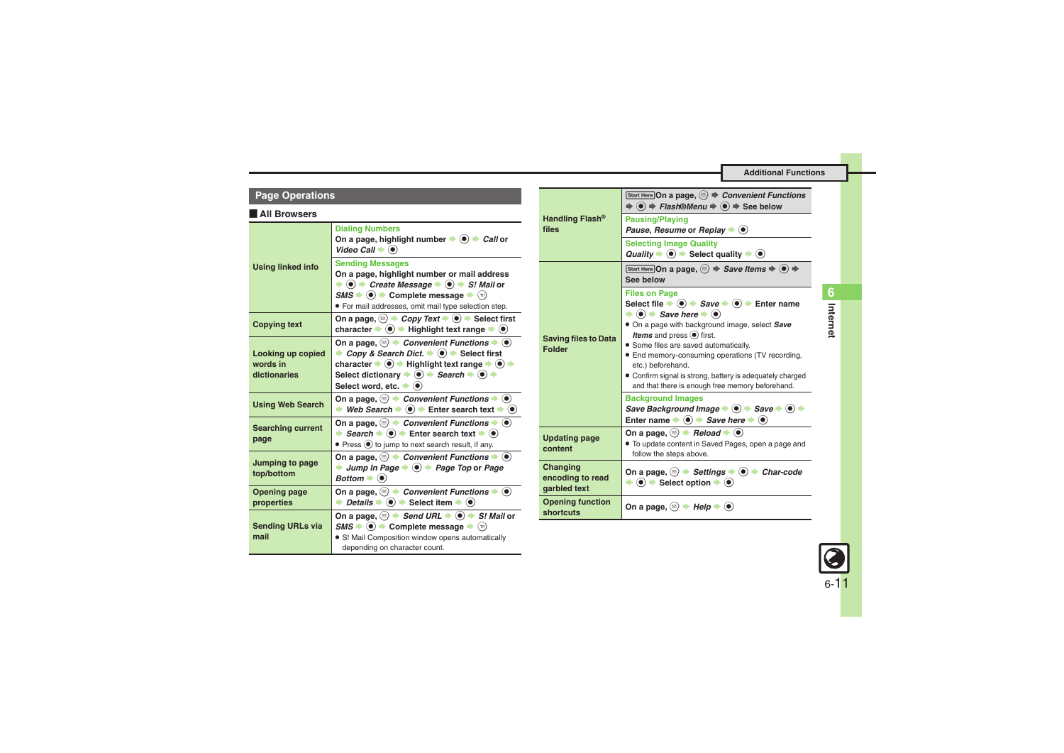## Page Operations

### All Browsers

| | |
|---|---|
| Using linked info | **Dialing Numbers**<br>On a page, highlight number ➡ ◉ ➡ *Call* or *Video Call* ➡ ◉ |
| | **Sending Messages**<br>On a page, highlight number or mail address ➡ ◉ ➡ *Create Message* ➡ ◉ ➡ *S! Mail* or *SMS* ➡ ◉ ➡ Complete message ➡ ⓨ<br>• For mail addresses, omit mail type selection step. |
| Copying text | On a page, ⊜ ➡ *Copy Text* ➡ ◉ ➡ Select first character ➡ ◉ ➡ Highlight text range ➡ ◉ |
| Looking up copied words in dictionaries | On a page, ⊜ ➡ *Convenient Functions* ➡ ◉ ➡ *Copy & Search Dict.* ➡ ◉ ➡ Select first character ➡ ◉ ➡ Highlight text range ➡ ◉ ➡ Select dictionary ➡ ◉ ➡ *Search* ➡ ◉ ➡ Select word, etc. ➡ ◉ |
| Using Web Search | On a page, ⊜ ➡ *Convenient Functions* ➡ ◉ ➡ *Web Search* ➡ ◉ ➡ Enter search text ➡ ◉ |
| Searching current page | On a page, ⊜ ➡ *Convenient Functions* ➡ ◉ ➡ *Search* ➡ ◉ ➡ Enter search text ➡ ◉<br>• Press ◉ to jump to next search result, if any. |
| Jumping to page top/bottom | On a page, ⊜ ➡ *Convenient Functions* ➡ ◉ ➡ *Jump In Page* ➡ ◉ ➡ *Page Top* or *Page Bottom* ➡ ◉ |
| Opening page properties | On a page, ⊜ ➡ *Convenient Functions* ➡ ◉ ➡ *Details* ➡ ◉ ➡ Select item ➡ ◉ |
| Sending URLs via mail | On a page, ⊜ ➡ *Send URL* ➡ ◉ ➡ *S! Mail* or *SMS* ➡ ◉ ➡ Complete message ➡ ⓨ<br>• S! Mail Composition window opens automatically depending on character count. |
| Handling Flash® files | Start Here On a page, ⊜ ➡ *Convenient Functions* ➡ ◉ ➡ *Flash®Menu* ➡ ◉ ➡ See below |
| | **Pausing/Playing**<br>*Pause*, *Resume* or *Replay* ➡ ◉ |
| | **Selecting Image Quality**<br>*Quality* ➡ ◉ ➡ Select quality ➡ ◉ |
| Saving files to Data Folder | Start Here On a page, ⊜ ➡ *Save Items* ➡ ◉ ➡ See below |
| | **Files on Page**<br>Select file ➡ ◉ ➡ *Save* ➡ ◉ ➡ Enter name ➡ ◉ ➡ *Save here* ➡ ◉<br>• On a page with background image, select *Save Items* and press ◉ first.<br>• Some files are saved automatically.<br>• End memory-consuming operations (TV recording, etc.) beforehand.<br>• Confirm signal is strong, battery is adequately charged and that there is enough free memory beforehand. |
| | **Background Images**<br>*Save Background Image* ➡ ◉ ➡ *Save* ➡ ◉ ➡ Enter name ➡ ◉ ➡ *Save here* ➡ ◉ |
| Updating page content | On a page, ⊜ ➡ *Reload* ➡ ◉<br>• To update content in Saved Pages, open a page and follow the steps above. |
| Changing encoding to read garbled text | On a page, ⊜ ➡ *Settings* ➡ ◉ ➡ *Char-code* ➡ ◉ ➡ Select option ➡ ◉ |
| Opening function shortcuts | On a page, ⊜ ➡ *Help* ➡ ◉ |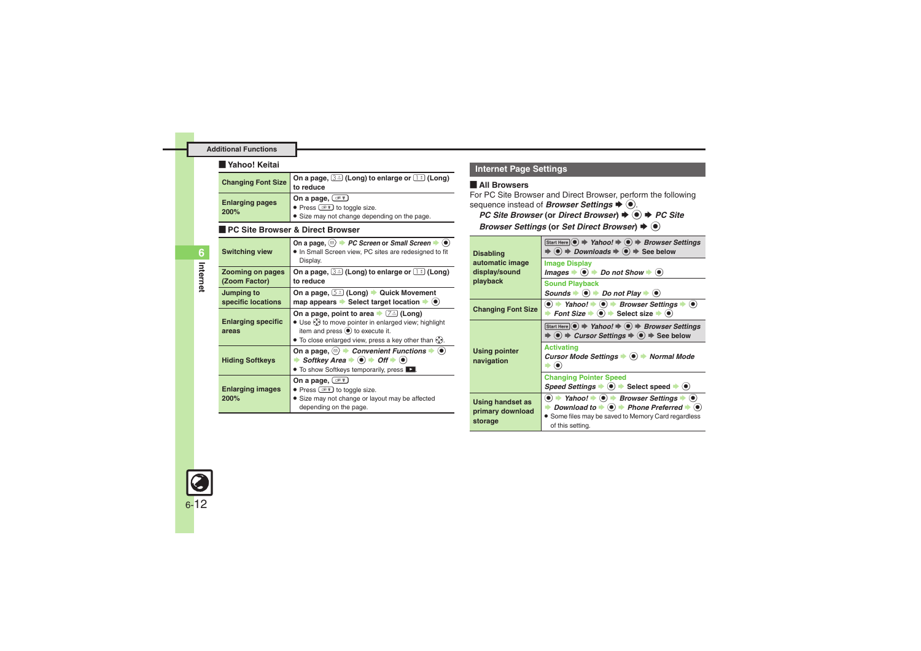## Additional Functions

### Yahoo! Keitai

| | |
|---|---|
| Changing Font Size | On a page, 3 (Long) to enlarge or 1 (Long) to reduce |
| Enlarging pages 200% | On a page, ✉ <br>● Press ✉ to toggle size.<br>● Size may not change depending on the page. |

### PC Site Browser & Direct Browser

| | |
|---|---|
| Switching view | On a page, ⊜ ➡ *PC Screen* or *Small Screen* ➡ ● <br>● In Small Screen view, PC sites are redesigned to fit Display. |
| Zooming on pages (Zoom Factor) | On a page, 3 (Long) to enlarge or 1 (Long) to reduce |
| Jumping to specific locations | On a page, 5 (Long) ➡ Quick Movement map appears ➡ Select target location ➡ ● |
| Enlarging specific areas | On a page, point to area ➡ 7 (Long)<br>● Use ✥ to move pointer in enlarged view; highlight item and press ● to execute it.<br>● To close enlarged view, press a key other than ✥. |
| Hiding Softkeys | On a page, ⊜ ➡ *Convenient Functions* ➡ ● ➡ *Softkey Area* ➡ ● ➡ *Off* ➡ ● <br>● To show Softkeys temporarily, press ▶. |
| Enlarging images 200% | On a page, ✉ <br>● Press ✉ to toggle size.<br>● Size may not change or layout may be affected depending on the page. |

## Internet Page Settings

### All Browsers

For PC Site Browser and Direct Browser, perform the following sequence instead of ***Browser Settings*** ➡ ●.

***PC Site Browser*** **(or** ***Direct Browser*****)** ➡ ● ➡ ***PC Site Browser Settings*** **(or** ***Set Direct Browser*****)** ➡ ●

| | |
|---|---|
| Disabling automatic image display/sound playback | Start Here ● ➡ *Yahoo!* ➡ ● ➡ *Browser Settings* ➡ ● ➡ *Downloads* ➡ ● ➡ See below<br>**Image Display**<br>*Images* ➡ ● ➡ *Do not Show* ➡ ●<br>**Sound Playback**<br>*Sounds* ➡ ● ➡ *Do not Play* ➡ ● |
| Changing Font Size | ● ➡ *Yahoo!* ➡ ● ➡ *Browser Settings* ➡ ● ➡ *Font Size* ➡ ● ➡ Select size ➡ ● |
| Using pointer navigation | Start Here ● ➡ *Yahoo!* ➡ ● ➡ *Browser Settings* ➡ ● ➡ *Cursor Settings* ➡ ● ➡ See below<br>**Activating**<br>*Cursor Mode Settings* ➡ ● ➡ *Normal Mode* ➡ ●<br>**Changing Pointer Speed**<br>*Speed Settings* ➡ ● ➡ Select speed ➡ ● |
| Using handset as primary download storage | ● ➡ *Yahoo!* ➡ ● ➡ *Browser Settings* ➡ ● ➡ *Download to* ➡ ● ➡ *Phone Preferred* ➡ ●<br>● Some files may be saved to Memory Card regardless of this setting. |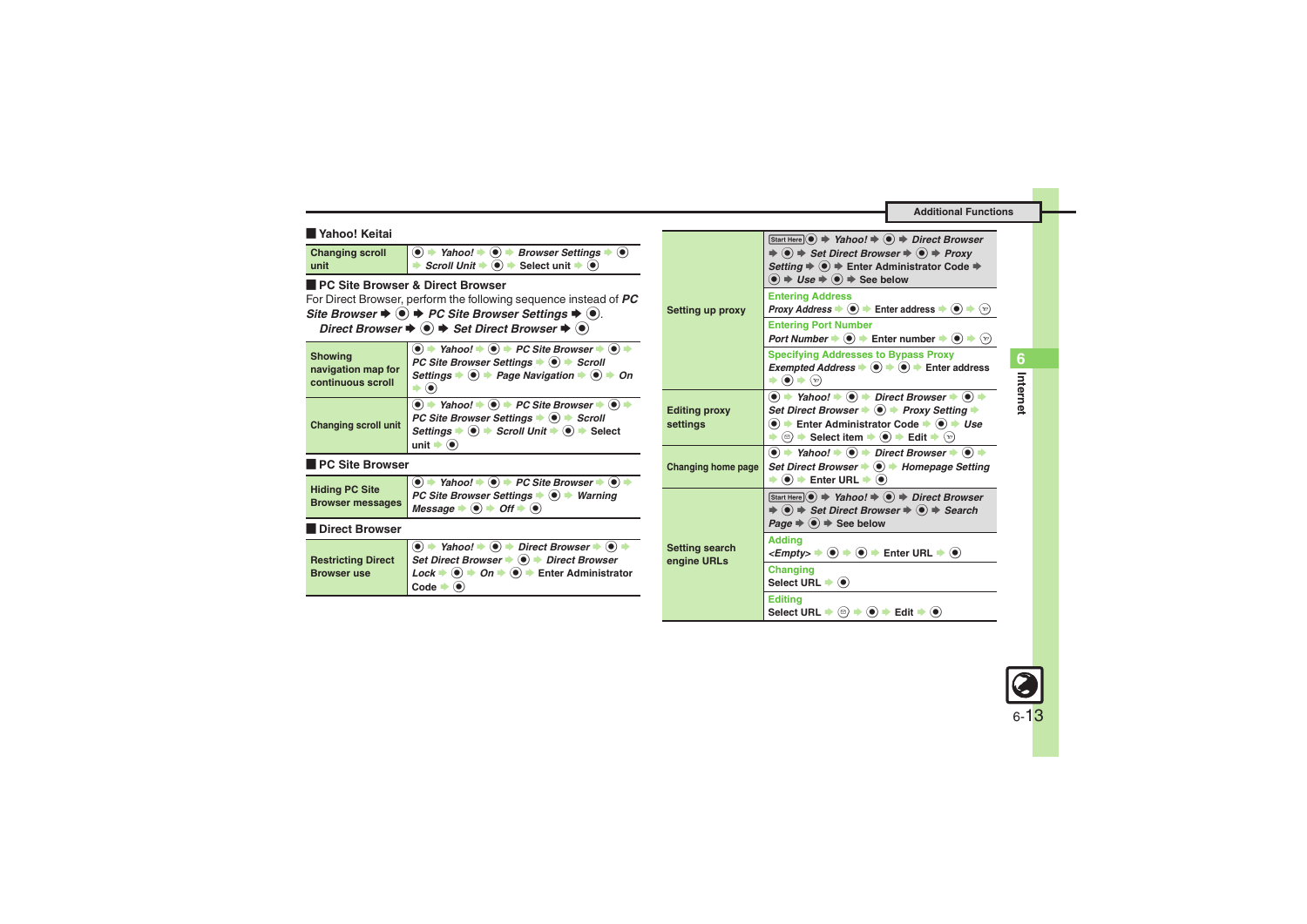## Yahoo! Keitai

| | |
|---|---|
| Changing scroll unit | ● → *Yahoo!* → ● → *Browser Settings* → ● → *Scroll Unit* → ● → Select unit → ● |

## PC Site Browser & Direct Browser

For Direct Browser, perform the following sequence instead of *PC Site Browser* → ● → *PC Site Browser Settings* → ●.

*Direct Browser* → ● → *Set Direct Browser* → ●

| | |
|---|---|
| Showing navigation map for continuous scroll | ● → *Yahoo!* → ● → *PC Site Browser* → ● → *PC Site Browser Settings* → ● → *Scroll Settings* → ● → *Page Navigation* → ● → *On* → ● |
| Changing scroll unit | ● → *Yahoo!* → ● → *PC Site Browser* → ● → *PC Site Browser Settings* → ● → *Scroll Settings* → ● → *Scroll Unit* → ● → Select unit → ● |

## PC Site Browser

| | |
|---|---|
| Hiding PC Site Browser messages | ● → *Yahoo!* → ● → *PC Site Browser* → ● → *PC Site Browser Settings* → ● → *Warning Message* → ● → *Off* → ● |

## Direct Browser

| | |
|---|---|
| Restricting Direct Browser use | ● → *Yahoo!* → ● → *Direct Browser* → ● → *Set Direct Browser* → ● → *Direct Browser Lock* → ● → *On* → ● → Enter Administrator Code → ● |
| Setting up proxy | Start Here ● → *Yahoo!* → ● → *Direct Browser* → ● → *Set Direct Browser* → ● → *Proxy Setting* → ● → Enter Administrator Code → ● → *Use* → ● → See below<br>**Entering Address**<br>*Proxy Address* → ● → Enter address → ● → (ꝏ)<br>**Entering Port Number**<br>*Port Number* → ● → Enter number → ● → (ꝏ)<br>**Specifying Addresses to Bypass Proxy**<br>*Exempted Address* → ● → ● → Enter address → ● → (ꝏ) |
| Editing proxy settings | ● → *Yahoo!* → ● → *Direct Browser* → ● → *Set Direct Browser* → ● → *Proxy Setting* → ● → Enter Administrator Code → ● → *Use* → (☰) → Select item → ● → Edit → (ꝏ) |
| Changing home page | ● → *Yahoo!* → ● → *Direct Browser* → ● → *Set Direct Browser* → ● → *Homepage Setting* → ● → Enter URL → ● |
| Setting search engine URLs | Start Here ● → *Yahoo!* → ● → *Direct Browser* → ● → *Set Direct Browser* → ● → *Search Page* → ● → See below<br>**Adding**<br>*<Empty>* → ● → ● → Enter URL → ●<br>**Changing**<br>Select URL → ●<br>**Editing**<br>Select URL → (☰) → ● → Edit → ● |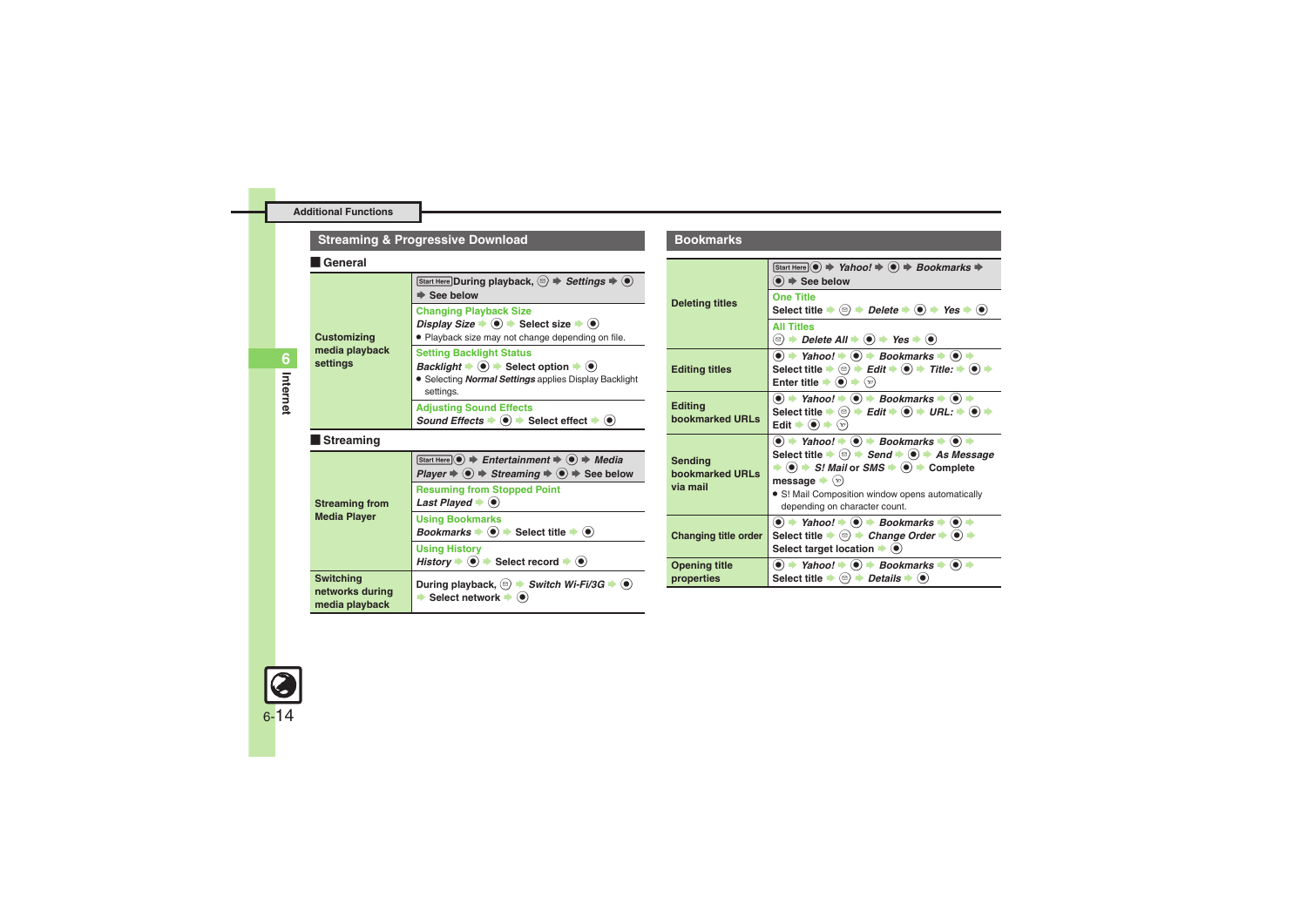## Additional Functions

## Streaming & Progressive Download

### General

| Customizing media playback settings | Start Here During playback, ⊜ ➡ *Settings* ➡ ● ➡ See below |
|---|---|
| | **Changing Playback Size**<br>*Display Size* ➡ ● ➡ Select size ➡ ●<br>● Playback size may not change depending on file. |
| | **Setting Backlight Status**<br>*Backlight* ➡ ● ➡ Select option ➡ ●<br>● Selecting ***Normal Settings*** applies Display Backlight settings. |
| | **Adjusting Sound Effects**<br>*Sound Effects* ➡ ● ➡ Select effect ➡ ● |

### Streaming

| Streaming from Media Player | Start Here ● ➡ *Entertainment* ➡ ● ➡ *Media Player* ➡ ● ➡ *Streaming* ➡ ● ➡ See below |
|---|---|
| | **Resuming from Stopped Point**<br>*Last Played* ➡ ● |
| | **Using Bookmarks**<br>*Bookmarks* ➡ ● ➡ Select title ➡ ● |
| | **Using History**<br>*History* ➡ ● ➡ Select record ➡ ● |
| Switching networks during media playback | During playback, ⊜ ➡ *Switch Wi-Fi/3G* ➡ ● ➡ Select network ➡ ● |

## Bookmarks

| Deleting titles | Start Here ● ➡ *Yahoo!* ➡ ● ➡ *Bookmarks* ➡ ● ➡ See below |
|---|---|
| | **One Title**<br>Select title ➡ ⊜ ➡ *Delete* ➡ ● ➡ *Yes* ➡ ● |
| | **All Titles**<br>⊜ ➡ *Delete All* ➡ ● ➡ *Yes* ➡ ● |
| Editing titles | ● ➡ *Yahoo!* ➡ ● ➡ *Bookmarks* ➡ ● ➡ Select title ➡ ⊜ ➡ *Edit* ➡ ● ➡ *Title:* ➡ ● ➡ Enter title ➡ ● ➡ ⊛ |
| Editing bookmarked URLs | ● ➡ *Yahoo!* ➡ ● ➡ *Bookmarks* ➡ ● ➡ Select title ➡ ⊜ ➡ *Edit* ➡ ● ➡ *URL:* ➡ ● ➡ Edit ➡ ● ➡ ⊛ |
| Sending bookmarked URLs via mail | ● ➡ *Yahoo!* ➡ ● ➡ *Bookmarks* ➡ ● ➡ Select title ➡ ⊜ ➡ *Send* ➡ ● ➡ *As Message* ➡ ● ➡ *S! Mail* or *SMS* ➡ ● ➡ Complete message ➡ ⊛<br>● S! Mail Composition window opens automatically depending on character count. |
| Changing title order | ● ➡ *Yahoo!* ➡ ● ➡ *Bookmarks* ➡ ● ➡ Select title ➡ ⊜ ➡ *Change Order* ➡ ● ➡ Select target location ➡ ● |
| Opening title properties | ● ➡ *Yahoo!* ➡ ● ➡ *Bookmarks* ➡ ● ➡ Select title ➡ ⊜ ➡ *Details* ➡ ● |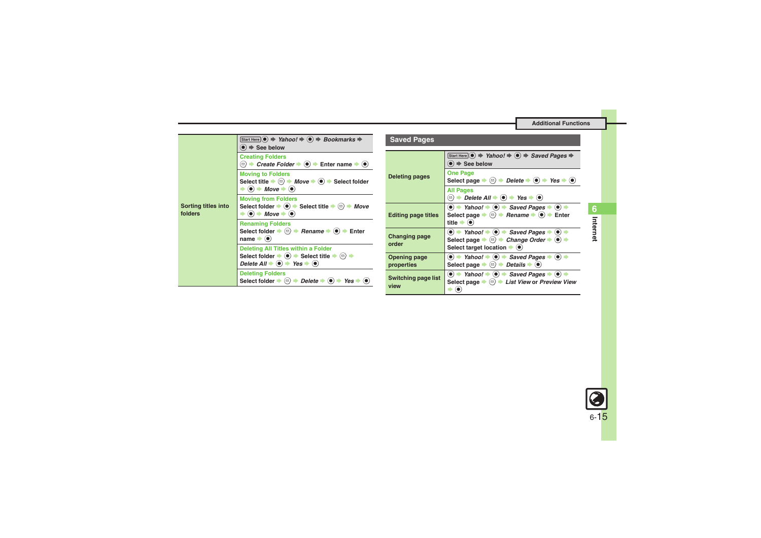## Additional Functions

| | |
|---|---|
| Sorting titles into folders | Start Here ● ➡ *Yahoo!* ➡ ● ➡ *Bookmarks* ➡ ● ➡ See below |
| | **Creating Folders**<br>⊜ ➡ *Create Folder* ➡ ● ➡ Enter name ➡ ● |
| | **Moving to Folders**<br>Select title ➡ ⊜ ➡ *Move* ➡ ● ➡ Select folder ➡ ● ➡ *Move* ➡ ● |
| | **Moving from Folders**<br>Select folder ➡ ● ➡ Select title ➡ ⊜ ➡ *Move* ➡ ● ➡ *Move* ➡ ● |
| | **Renaming Folders**<br>Select folder ➡ ⊜ ➡ *Rename* ➡ ● ➡ Enter name ➡ ● |
| | **Deleting All Titles within a Folder**<br>Select folder ➡ ● ➡ Select title ➡ ⊜ ➡ *Delete All* ➡ ● ➡ *Yes* ➡ ● |
| | **Deleting Folders**<br>Select folder ➡ ⊜ ➡ *Delete* ➡ ● ➡ *Yes* ➡ ● |

## Saved Pages

| | |
|---|---|
| Deleting pages | Start Here ● ➡ *Yahoo!* ➡ ● ➡ *Saved Pages* ➡ ● ➡ See below |
| | **One Page**<br>Select page ➡ ⊜ ➡ *Delete* ➡ ● ➡ *Yes* ➡ ● |
| | **All Pages**<br>⊜ ➡ *Delete All* ➡ ● ➡ *Yes* ➡ ● |
| Editing page titles | ● ➡ *Yahoo!* ➡ ● ➡ *Saved Pages* ➡ ● ➡ Select page ➡ ⊜ ➡ *Rename* ➡ ● ➡ Enter title ➡ ● |
| Changing page order | ● ➡ *Yahoo!* ➡ ● ➡ *Saved Pages* ➡ ● ➡ Select page ➡ ⊜ ➡ *Change Order* ➡ ● ➡ Select target location ➡ ● |
| Opening page properties | ● ➡ *Yahoo!* ➡ ● ➡ *Saved Pages* ➡ ● ➡ Select page ➡ ⊜ ➡ *Details* ➡ ● |
| Switching page list view | ● ➡ *Yahoo!* ➡ ● ➡ *Saved Pages* ➡ ● ➡ Select page ➡ ⊜ ➡ *List View* or *Preview View* ➡ ● |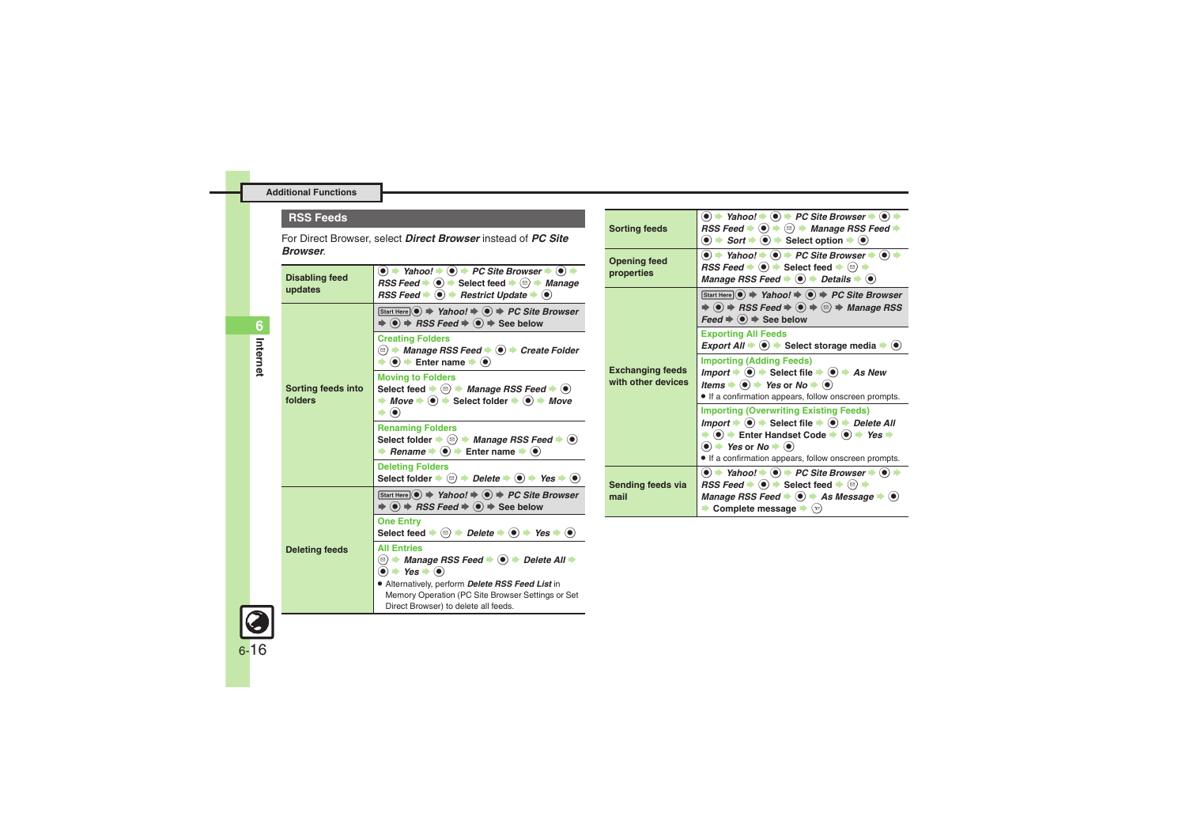## Additional Functions

### RSS Feeds

For Direct Browser, select ***Direct Browser*** instead of ***PC Site Browser***.

| | |
|---|---|
| **Disabling feed updates** | ● → *Yahoo!* → ● → *PC Site Browser* → ● → *RSS Feed* → ● → Select feed → ⊜ → *Manage RSS Feed* → ● → *Restrict Update* → ● |
| **Sorting feeds into folders** | Start Here ● → *Yahoo!* → ● → *PC Site Browser* → ● → *RSS Feed* → ● → See below<br>**Creating Folders**<br>⊜ → *Manage RSS Feed* → ● → *Create Folder* → ● → Enter name → ●<br>**Moving to Folders**<br>Select feed → ⊜ → *Manage RSS Feed* → ● → *Move* → ● → Select folder → ● → *Move* → ●<br>**Renaming Folders**<br>Select folder → ⊜ → *Manage RSS Feed* → ● → *Rename* → ● → Enter name → ●<br>**Deleting Folders**<br>Select folder → ⊜ → *Delete* → ● → *Yes* → ● |
| **Deleting feeds** | Start Here ● → *Yahoo!* → ● → *PC Site Browser* → ● → *RSS Feed* → ● → See below<br>**One Entry**<br>Select feed → ⊜ → *Delete* → ● → *Yes* → ●<br>**All Entries**<br>⊜ → *Manage RSS Feed* → ● → *Delete All* → ● → *Yes* → ●<br>● Alternatively, perform ***Delete RSS Feed List*** in Memory Operation (PC Site Browser Settings or Set Direct Browser) to delete all feeds. |
| **Sorting feeds** | ● → *Yahoo!* → ● → *PC Site Browser* → ● → *RSS Feed* → ● → ⊜ → *Manage RSS Feed* → ● → *Sort* → ● → Select option → ● |
| **Opening feed properties** | ● → *Yahoo!* → ● → *PC Site Browser* → ● → *RSS Feed* → ● → Select feed → ⊜ → *Manage RSS Feed* → ● → *Details* → ● |
| **Exchanging feeds with other devices** | Start Here ● → *Yahoo!* → ● → *PC Site Browser* → ● → *RSS Feed* → ● → ⊜ → *Manage RSS Feed* → ● → See below<br>**Exporting All Feeds**<br>*Export All* → ● → Select storage media → ●<br>**Importing (Adding Feeds)**<br>*Import* → ● → Select file → ● → *As New Items* → ● → *Yes* or *No* → ●<br>● If a confirmation appears, follow onscreen prompts.<br>**Importing (Overwriting Existing Feeds)**<br>*Import* → ● → Select file → ● → *Delete All* → ● → Enter Handset Code → ● → *Yes* → ● → *Yes* or *No* → ●<br>● If a confirmation appears, follow onscreen prompts. |
| **Sending feeds via mail** | ● → *Yahoo!* → ● → *PC Site Browser* → ● → *RSS Feed* → ● → Select feed → ⊜ → *Manage RSS Feed* → ● → *As Message* → ● → Complete message → ⊠ |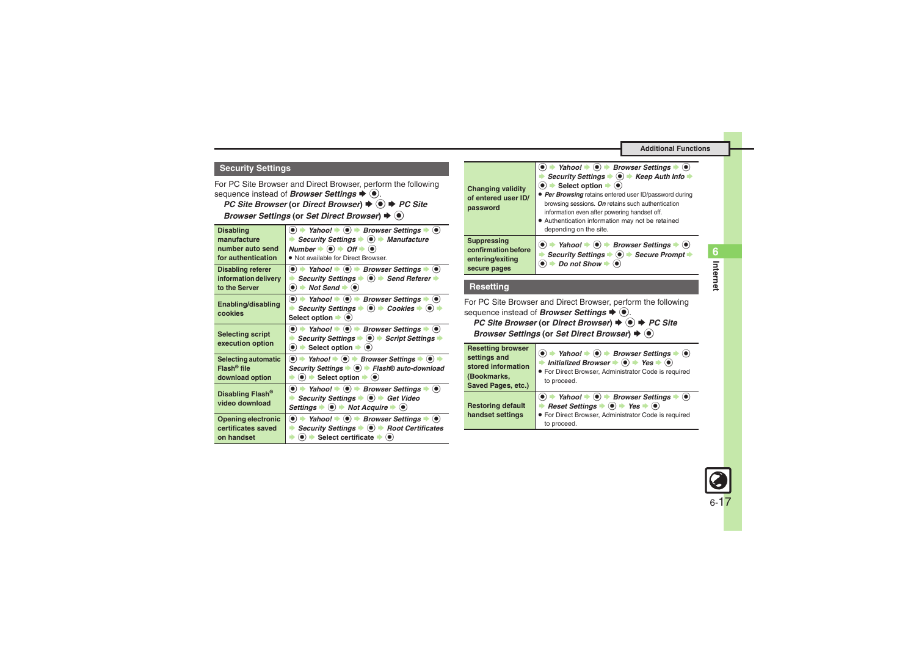## Security Settings

For PC Site Browser and Direct Browser, perform the following sequence instead of ***Browser Settings*** ➡ ◉.

***PC Site Browser*** (or ***Direct Browser***) ➡ ◉ ➡ ***PC Site Browser Settings*** (or ***Set Direct Browser***) ➡ ◉

| | |
|---|---|
| **Disabling manufacture number auto send for authentication** | ◉ ➡ ***Yahoo!*** ➡ ◉ ➡ ***Browser Settings*** ➡ ◉ ➡ ***Security Settings*** ➡ ◉ ➡ ***Manufacture Number*** ➡ ◉ ➡ ***Off*** ➡ ◉<br>• Not available for Direct Browser. |
| **Disabling referer information delivery to the Server** | ◉ ➡ ***Yahoo!*** ➡ ◉ ➡ ***Browser Settings*** ➡ ◉ ➡ ***Security Settings*** ➡ ◉ ➡ ***Send Referer*** ➡ ◉ ➡ ***Not Send*** ➡ ◉ |
| **Enabling/disabling cookies** | ◉ ➡ ***Yahoo!*** ➡ ◉ ➡ ***Browser Settings*** ➡ ◉ ➡ ***Security Settings*** ➡ ◉ ➡ ***Cookies*** ➡ ◉ ➡ Select option ➡ ◉ |
| **Selecting script execution option** | ◉ ➡ ***Yahoo!*** ➡ ◉ ➡ ***Browser Settings*** ➡ ◉ ➡ ***Security Settings*** ➡ ◉ ➡ ***Script Settings*** ➡ ◉ ➡ Select option ➡ ◉ |
| **Selecting automatic Flash® file download option** | ◉ ➡ ***Yahoo!*** ➡ ◉ ➡ ***Browser Settings*** ➡ ◉ ➡ ***Security Settings*** ➡ ◉ ➡ ***Flash® auto-download*** ➡ ◉ ➡ Select option ➡ ◉ |
| **Disabling Flash® video download** | ◉ ➡ ***Yahoo!*** ➡ ◉ ➡ ***Browser Settings*** ➡ ◉ ➡ ***Security Settings*** ➡ ◉ ➡ ***Get Video Settings*** ➡ ◉ ➡ ***Not Acquire*** ➡ ◉ |
| **Opening electronic certificates saved on handset** | ◉ ➡ ***Yahoo!*** ➡ ◉ ➡ ***Browser Settings*** ➡ ◉ ➡ ***Security Settings*** ➡ ◉ ➡ ***Root Certificates*** ➡ ◉ ➡ Select certificate ➡ ◉ |
| **Changing validity of entered user ID/ password** | ◉ ➡ ***Yahoo!*** ➡ ◉ ➡ ***Browser Settings*** ➡ ◉ ➡ ***Security Settings*** ➡ ◉ ➡ ***Keep Auth Info*** ➡ ◉ ➡ Select option ➡ ◉<br>• ***Per Browsing*** retains entered user ID/password during browsing sessions. ***On*** retains such authentication information even after powering handset off.<br>• Authentication information may not be retained depending on the site. |
| **Suppressing confirmation before entering/exiting secure pages** | ◉ ➡ ***Yahoo!*** ➡ ◉ ➡ ***Browser Settings*** ➡ ◉ ➡ ***Security Settings*** ➡ ◉ ➡ ***Secure Prompt*** ➡ ◉ ➡ ***Do not Show*** ➡ ◉ |

## Resetting

For PC Site Browser and Direct Browser, perform the following sequence instead of ***Browser Settings*** ➡ ◉.

***PC Site Browser*** (or ***Direct Browser***) ➡ ◉ ➡ ***PC Site Browser Settings*** (or ***Set Direct Browser***) ➡ ◉

| | |
|---|---|
| **Resetting browser settings and stored information (Bookmarks, Saved Pages, etc.)** | ◉ ➡ ***Yahoo!*** ➡ ◉ ➡ ***Browser Settings*** ➡ ◉ ➡ ***Initialized Browser*** ➡ ◉ ➡ ***Yes*** ➡ ◉<br>• For Direct Browser, Administrator Code is required to proceed. |
| **Restoring default handset settings** | ◉ ➡ ***Yahoo!*** ➡ ◉ ➡ ***Browser Settings*** ➡ ◉ ➡ ***Reset Settings*** ➡ ◉ ➡ ***Yes*** ➡ ◉<br>• For Direct Browser, Administrator Code is required to proceed. |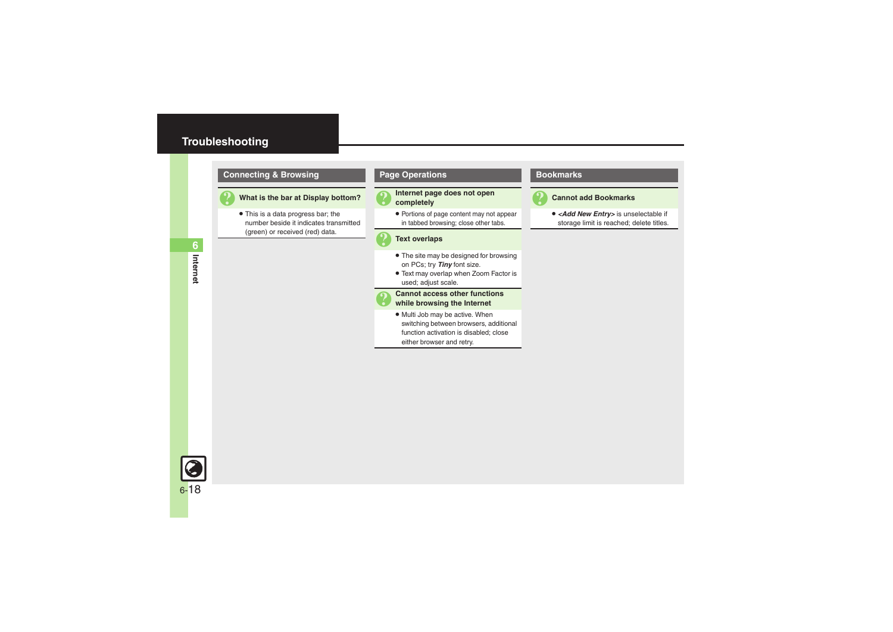# Troubleshooting

## Connecting & Browsing

### What is the bar at Display bottom?

- This is a data progress bar; the number beside it indicates transmitted (green) or received (red) data.

## Page Operations

### Internet page does not open completely

- Portions of page content may not appear in tabbed browsing; close other tabs.

### Text overlaps

- The site may be designed for browsing on PCs; try ***Tiny*** font size.
- Text may overlap when Zoom Factor is used; adjust scale.

### Cannot access other functions while browsing the Internet

- Multi Job may be active. When switching between browsers, additional function activation is disabled; close either browser and retry.

## Bookmarks

### Cannot add Bookmarks

- ***<Add New Entry>*** is unselectable if storage limit is reached; delete titles.